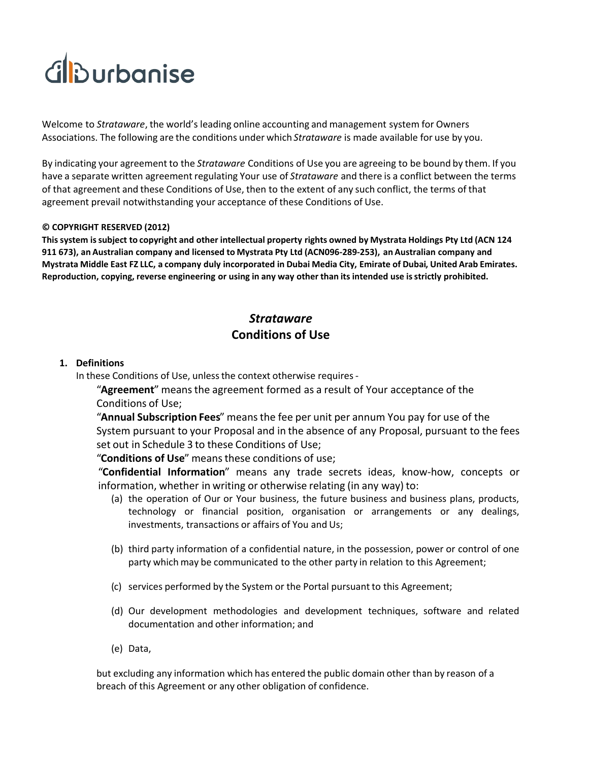urbanise

Welcome to *Strataware*, the world's leading online accounting and management system for Owners Associations. The following are the conditions under which *Strataware* is made available for use by you.

By indicating your agreement to the *Strataware* Conditions of Use you are agreeing to be bound by them. If you have a separate written agreement regulating Your use of *Strataware* and there is a conflict between the terms of that agreement and these Conditions of Use, then to the extent of any such conflict, the terms of that agreement prevail notwithstanding your acceptance of these Conditions of Use.

**© COPYRIGHT RESERVED (2012)**

**This system is subject to copyright and other intellectual property rights owned by Mystrata Holdings Pty Ltd (ACN 124 911 673), an Australian company and licensed to Mystrata Pty Ltd (ACN096-289-253), an Australian company and Mystrata Middle East FZ LLC, a company duly incorporated in Dubai Media City, Emirate of Dubai, United Arab Emirates. Reproduction, copying, reverse engineering or using in any way other than its intended use is strictly prohibited.**

# *Strataware*
# Conditions of Use

1. **Definitions**

In these Conditions of Use, unless the context otherwise requires -

"**Agreement**" means the agreement formed as a result of Your acceptance of the Conditions of Use;

"**Annual Subscription Fees**" means the fee per unit per annum You pay for use of the System pursuant to your Proposal and in the absence of any Proposal, pursuant to the fees set out in Schedule 3 to these Conditions of Use;

"**Conditions of Use**" means these conditions of use;

"**Confidential Information**" means any trade secrets ideas, know-how, concepts or information, whether in writing or otherwise relating (in any way) to:

(a) the operation of Our or Your business, the future business and business plans, products, technology or financial position, organisation or arrangements or any dealings, investments, transactions or affairs of You and Us;

(b) third party information of a confidential nature, in the possession, power or control of one party which may be communicated to the other party in relation to this Agreement;

(c) services performed by the System or the Portal pursuant to this Agreement;

(d) Our development methodologies and development techniques, software and related documentation and other information; and

(e) Data,

but excluding any information which has entered the public domain other than by reason of a breach of this Agreement or any other obligation of confidence.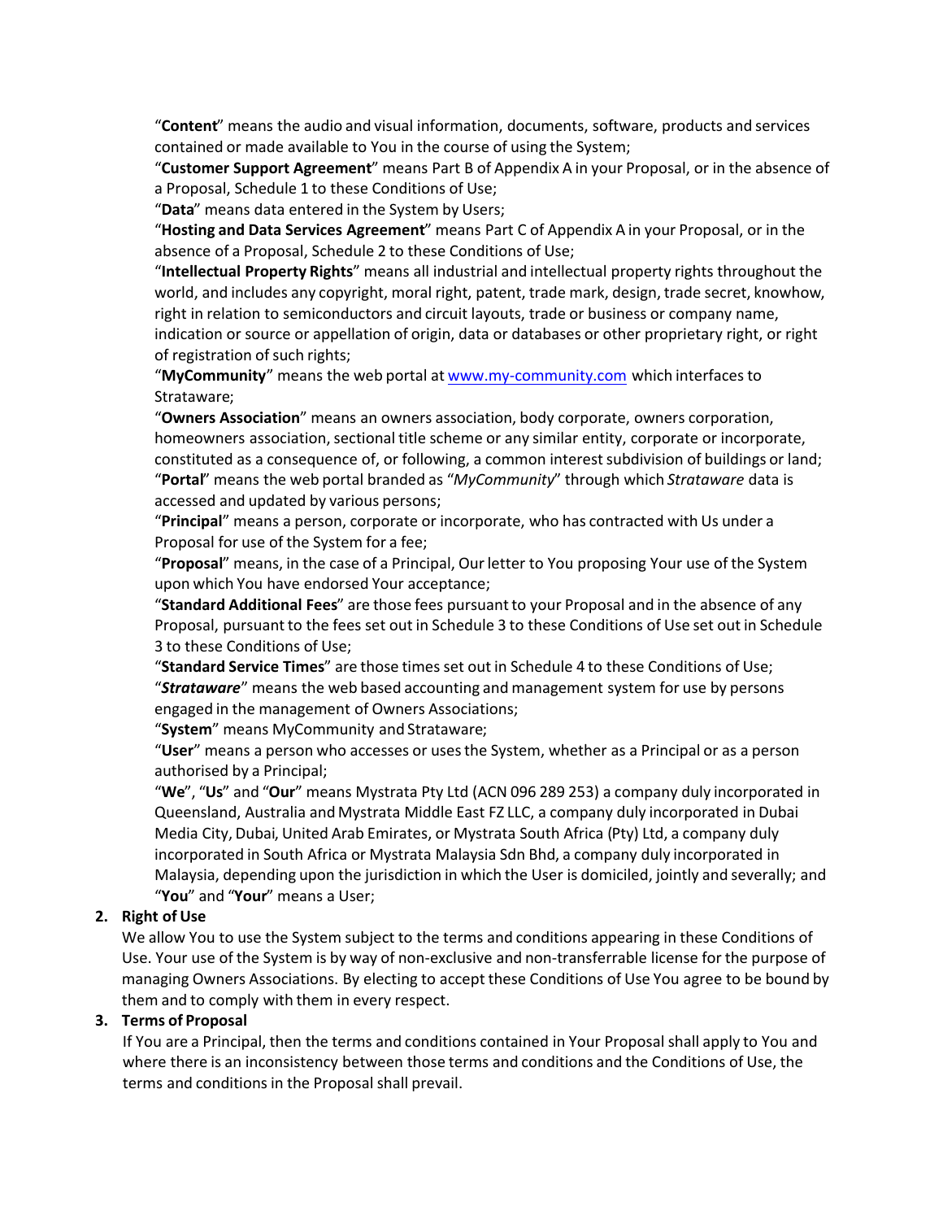"**Content**" means the audio and visual information, documents, software, products and services contained or made available to You in the course of using the System;

"**Customer Support Agreement**" means Part B of Appendix A in your Proposal, or in the absence of a Proposal, Schedule 1 to these Conditions of Use;

"**Data**" means data entered in the System by Users;

"**Hosting and Data Services Agreement**" means Part C of Appendix A in your Proposal, or in the absence of a Proposal, Schedule 2 to these Conditions of Use;

"**Intellectual Property Rights**" means all industrial and intellectual property rights throughout the world, and includes any copyright, moral right, patent, trade mark, design, trade secret, knowhow, right in relation to semiconductors and circuit layouts, trade or business or company name, indication or source or appellation of origin, data or databases or other proprietary right, or right of registration of such rights;

"**MyCommunity**" means the web portal at www.my-community.com which interfaces to Strataware;

"**Owners Association**" means an owners association, body corporate, owners corporation, homeowners association, sectional title scheme or any similar entity, corporate or incorporate, constituted as a consequence of, or following, a common interest subdivision of buildings or land;

"**Portal**" means the web portal branded as "*MyCommunity*" through which *Strataware* data is accessed and updated by various persons;

"**Principal**" means a person, corporate or incorporate, who has contracted with Us under a Proposal for use of the System for a fee;

"**Proposal**" means, in the case of a Principal, Our letter to You proposing Your use of the System upon which You have endorsed Your acceptance;

"**Standard Additional Fees**" are those fees pursuant to your Proposal and in the absence of any Proposal, pursuant to the fees set out in Schedule 3 to these Conditions of Use set out in Schedule 3 to these Conditions of Use;

"**Standard Service Times**" are those times set out in Schedule 4 to these Conditions of Use;

"***Strataware***" means the web based accounting and management system for use by persons engaged in the management of Owners Associations;

"**System**" means MyCommunity and Strataware;

"**User**" means a person who accesses or uses the System, whether as a Principal or as a person authorised by a Principal;

"**We**", "**Us**" and "**Our**" means Mystrata Pty Ltd (ACN 096 289 253) a company duly incorporated in Queensland, Australia and Mystrata Middle East FZ LLC, a company duly incorporated in Dubai Media City, Dubai, United Arab Emirates, or Mystrata South Africa (Pty) Ltd, a company duly incorporated in South Africa or Mystrata Malaysia Sdn Bhd, a company duly incorporated in Malaysia, depending upon the jurisdiction in which the User is domiciled, jointly and severally; and

"**You**" and "**Your**" means a User;

2. **Right of Use**

   We allow You to use the System subject to the terms and conditions appearing in these Conditions of Use. Your use of the System is by way of non-exclusive and non-transferrable license for the purpose of managing Owners Associations. By electing to accept these Conditions of Use You agree to be bound by them and to comply with them in every respect.

3. **Terms of Proposal**

   If You are a Principal, then the terms and conditions contained in Your Proposal shall apply to You and where there is an inconsistency between those terms and conditions and the Conditions of Use, the terms and conditions in the Proposal shall prevail.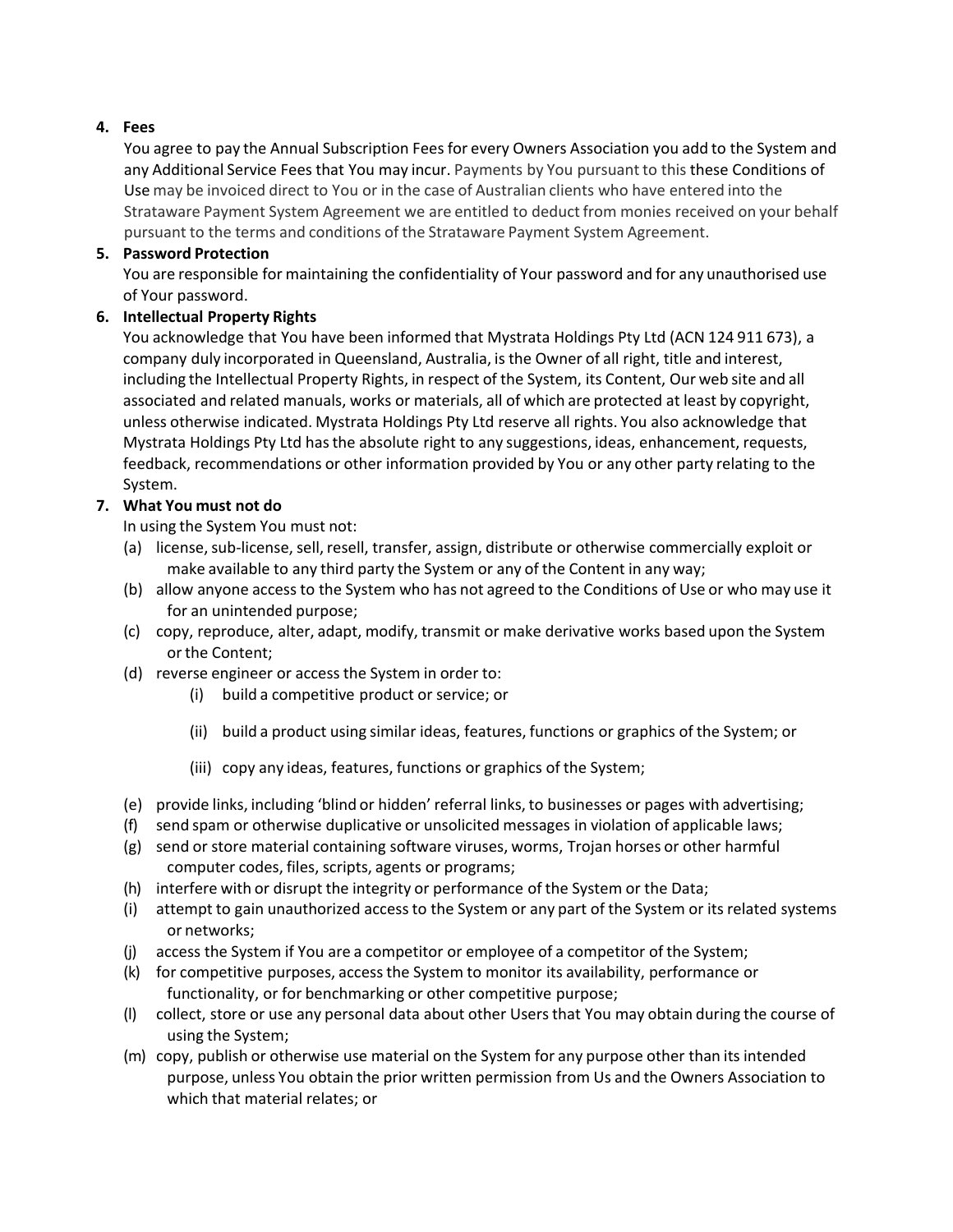4. **Fees**

You agree to pay the Annual Subscription Fees for every Owners Association you add to the System and any Additional Service Fees that You may incur. Payments by You pursuant to this these Conditions of Use may be invoiced direct to You or in the case of Australian clients who have entered into the Strataware Payment System Agreement we are entitled to deduct from monies received on your behalf pursuant to the terms and conditions of the Strataware Payment System Agreement.

5. **Password Protection**

You are responsible for maintaining the confidentiality of Your password and for any unauthorised use of Your password.

6. **Intellectual Property Rights**

You acknowledge that You have been informed that Mystrata Holdings Pty Ltd (ACN 124 911 673), a company duly incorporated in Queensland, Australia, is the Owner of all right, title and interest, including the Intellectual Property Rights, in respect of the System, its Content, Our web site and all associated and related manuals, works or materials, all of which are protected at least by copyright, unless otherwise indicated. Mystrata Holdings Pty Ltd reserve all rights. You also acknowledge that Mystrata Holdings Pty Ltd has the absolute right to any suggestions, ideas, enhancement, requests, feedback, recommendations or other information provided by You or any other party relating to the System.

7. **What You must not do**

In using the System You must not:

(a) license, sub-license, sell, resell, transfer, assign, distribute or otherwise commercially exploit or make available to any third party the System or any of the Content in any way;

(b) allow anyone access to the System who has not agreed to the Conditions of Use or who may use it for an unintended purpose;

(c) copy, reproduce, alter, adapt, modify, transmit or make derivative works based upon the System or the Content;

(d) reverse engineer or access the System in order to:

   (i) build a competitive product or service; or

   (ii) build a product using similar ideas, features, functions or graphics of the System; or

   (iii) copy any ideas, features, functions or graphics of the System;

(e) provide links, including 'blind or hidden' referral links, to businesses or pages with advertising;

(f) send spam or otherwise duplicative or unsolicited messages in violation of applicable laws;

(g) send or store material containing software viruses, worms, Trojan horses or other harmful computer codes, files, scripts, agents or programs;

(h) interfere with or disrupt the integrity or performance of the System or the Data;

(i) attempt to gain unauthorized access to the System or any part of the System or its related systems or networks;

(j) access the System if You are a competitor or employee of a competitor of the System;

(k) for competitive purposes, access the System to monitor its availability, performance or functionality, or for benchmarking or other competitive purpose;

(l) collect, store or use any personal data about other Users that You may obtain during the course of using the System;

(m) copy, publish or otherwise use material on the System for any purpose other than its intended purpose, unless You obtain the prior written permission from Us and the Owners Association to which that material relates; or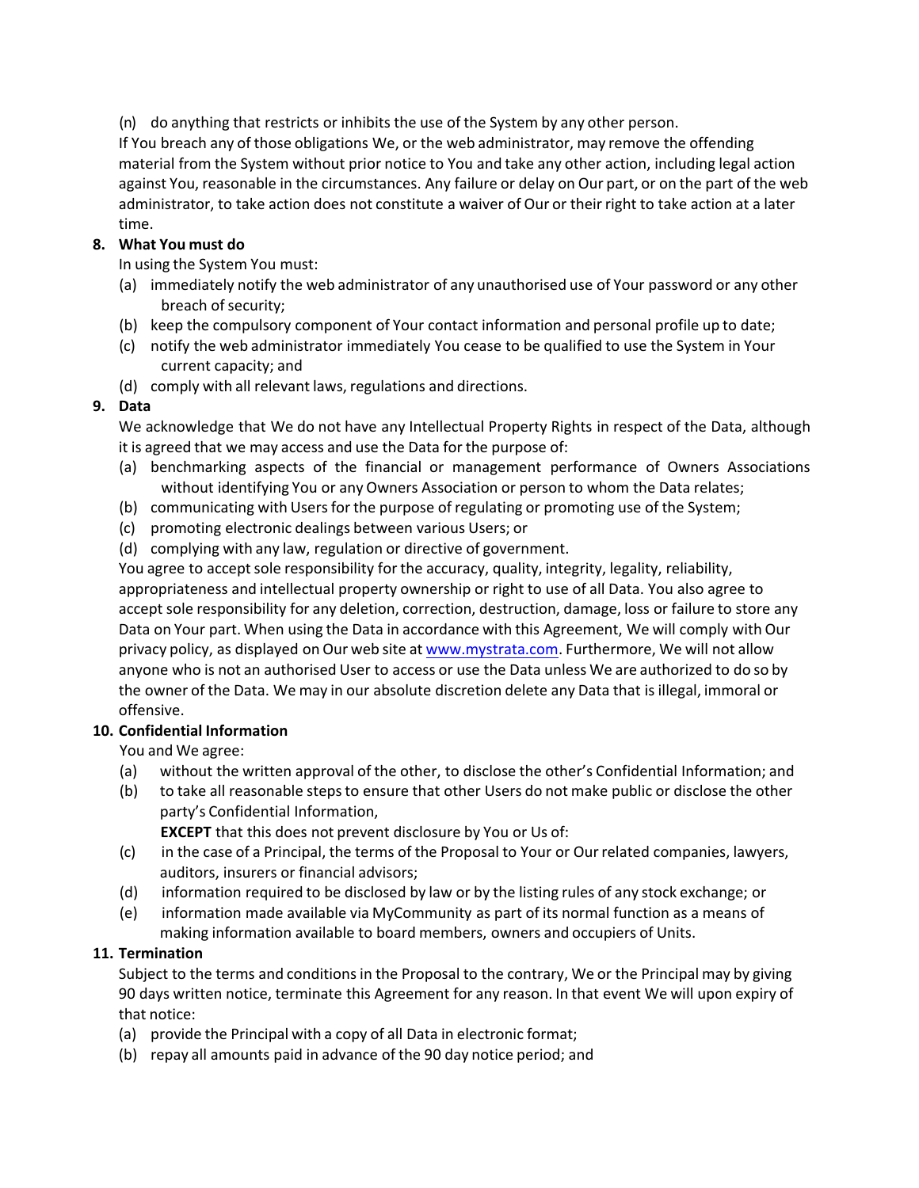(n) do anything that restricts or inhibits the use of the System by any other person.

If You breach any of those obligations We, or the web administrator, may remove the offending material from the System without prior notice to You and take any other action, including legal action against You, reasonable in the circumstances. Any failure or delay on Our part, or on the part of the web administrator, to take action does not constitute a waiver of Our or their right to take action at a later time.

**8. What You must do**

In using the System You must:

(a) immediately notify the web administrator of any unauthorised use of Your password or any other breach of security;

(b) keep the compulsory component of Your contact information and personal profile up to date;

(c) notify the web administrator immediately You cease to be qualified to use the System in Your current capacity; and

(d) comply with all relevant laws, regulations and directions.

**9. Data**

We acknowledge that We do not have any Intellectual Property Rights in respect of the Data, although it is agreed that we may access and use the Data for the purpose of:

(a) benchmarking aspects of the financial or management performance of Owners Associations without identifying You or any Owners Association or person to whom the Data relates;

(b) communicating with Users for the purpose of regulating or promoting use of the System;

(c) promoting electronic dealings between various Users; or

(d) complying with any law, regulation or directive of government.

You agree to accept sole responsibility for the accuracy, quality, integrity, legality, reliability, appropriateness and intellectual property ownership or right to use of all Data. You also agree to accept sole responsibility for any deletion, correction, destruction, damage, loss or failure to store any Data on Your part. When using the Data in accordance with this Agreement, We will comply with Our privacy policy, as displayed on Our web site at www.mystrata.com. Furthermore, We will not allow anyone who is not an authorised User to access or use the Data unless We are authorized to do so by the owner of the Data. We may in our absolute discretion delete any Data that is illegal, immoral or offensive.

**10. Confidential Information**

You and We agree:

(a) without the written approval of the other, to disclose the other's Confidential Information; and

(b) to take all reasonable steps to ensure that other Users do not make public or disclose the other party's Confidential Information,

**EXCEPT** that this does not prevent disclosure by You or Us of:

(c) in the case of a Principal, the terms of the Proposal to Your or Our related companies, lawyers, auditors, insurers or financial advisors;

(d) information required to be disclosed by law or by the listing rules of any stock exchange; or

(e) information made available via MyCommunity as part of its normal function as a means of making information available to board members, owners and occupiers of Units.

**11. Termination**

Subject to the terms and conditions in the Proposal to the contrary, We or the Principal may by giving 90 days written notice, terminate this Agreement for any reason. In that event We will upon expiry of that notice:

(a) provide the Principal with a copy of all Data in electronic format;

(b) repay all amounts paid in advance of the 90 day notice period; and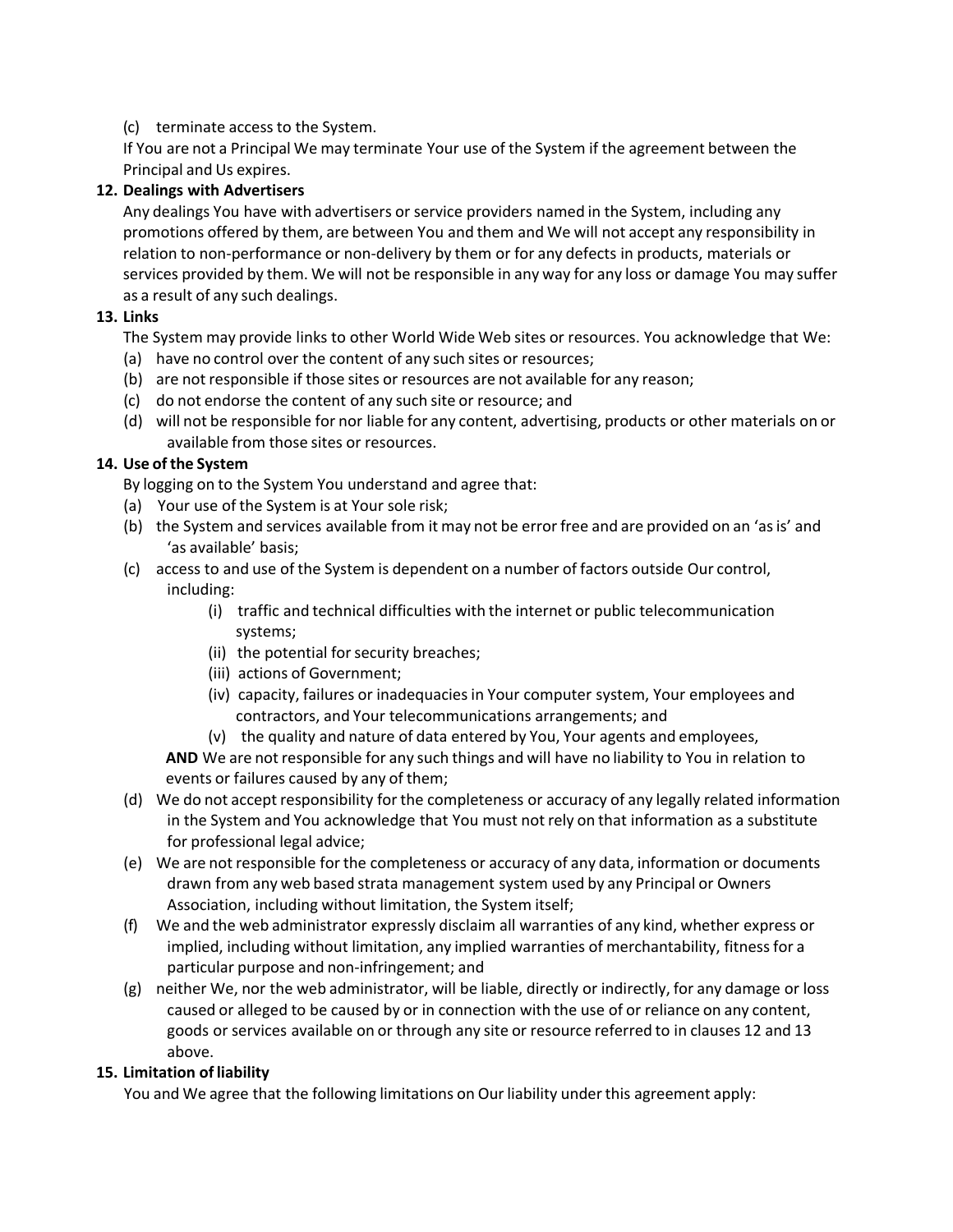(c) terminate access to the System.

If You are not a Principal We may terminate Your use of the System if the agreement between the Principal and Us expires.

**12. Dealings with Advertisers**

Any dealings You have with advertisers or service providers named in the System, including any promotions offered by them, are between You and them and We will not accept any responsibility in relation to non-performance or non-delivery by them or for any defects in products, materials or services provided by them. We will not be responsible in any way for any loss or damage You may suffer as a result of any such dealings.

**13. Links**

The System may provide links to other World Wide Web sites or resources. You acknowledge that We:

(a) have no control over the content of any such sites or resources;

(b) are not responsible if those sites or resources are not available for any reason;

(c) do not endorse the content of any such site or resource; and

(d) will not be responsible for nor liable for any content, advertising, products or other materials on or available from those sites or resources.

**14. Use of the System**

By logging on to the System You understand and agree that:

(a) Your use of the System is at Your sole risk;

(b) the System and services available from it may not be error free and are provided on an 'as is' and 'as available' basis;

(c) access to and use of the System is dependent on a number of factors outside Our control, including:

  (i) traffic and technical difficulties with the internet or public telecommunication systems;

  (ii) the potential for security breaches;

  (iii) actions of Government;

  (iv) capacity, failures or inadequacies in Your computer system, Your employees and contractors, and Your telecommunications arrangements; and

  (v) the quality and nature of data entered by You, Your agents and employees,

**AND** We are not responsible for any such things and will have no liability to You in relation to events or failures caused by any of them;

(d) We do not accept responsibility for the completeness or accuracy of any legally related information in the System and You acknowledge that You must not rely on that information as a substitute for professional legal advice;

(e) We are not responsible for the completeness or accuracy of any data, information or documents drawn from any web based strata management system used by any Principal or Owners Association, including without limitation, the System itself;

(f) We and the web administrator expressly disclaim all warranties of any kind, whether express or implied, including without limitation, any implied warranties of merchantability, fitness for a particular purpose and non-infringement; and

(g) neither We, nor the web administrator, will be liable, directly or indirectly, for any damage or loss caused or alleged to be caused by or in connection with the use of or reliance on any content, goods or services available on or through any site or resource referred to in clauses 12 and 13 above.

**15. Limitation of liability**

You and We agree that the following limitations on Our liability under this agreement apply: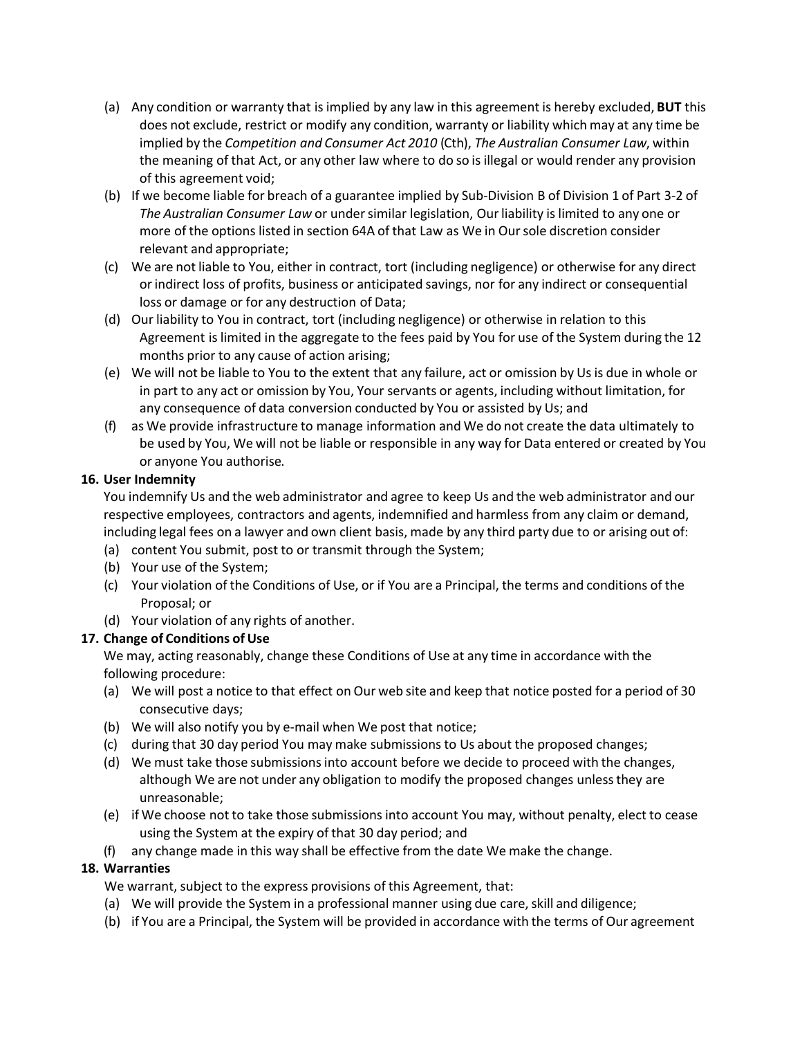(a) Any condition or warranty that is implied by any law in this agreement is hereby excluded, **BUT** this does not exclude, restrict or modify any condition, warranty or liability which may at any time be implied by the *Competition and Consumer Act 2010* (Cth), *The Australian Consumer Law*, within the meaning of that Act, or any other law where to do so is illegal or would render any provision of this agreement void;

(b) If we become liable for breach of a guarantee implied by Sub-Division B of Division 1 of Part 3-2 of *The Australian Consumer Law* or under similar legislation, Our liability is limited to any one or more of the options listed in section 64A of that Law as We in Our sole discretion consider relevant and appropriate;

(c) We are not liable to You, either in contract, tort (including negligence) or otherwise for any direct or indirect loss of profits, business or anticipated savings, nor for any indirect or consequential loss or damage or for any destruction of Data;

(d) Our liability to You in contract, tort (including negligence) or otherwise in relation to this Agreement is limited in the aggregate to the fees paid by You for use of the System during the 12 months prior to any cause of action arising;

(e) We will not be liable to You to the extent that any failure, act or omission by Us is due in whole or in part to any act or omission by You, Your servants or agents, including without limitation, for any consequence of data conversion conducted by You or assisted by Us; and

(f) as We provide infrastructure to manage information and We do not create the data ultimately to be used by You, We will not be liable or responsible in any way for Data entered or created by You or anyone You authorise.

**16. User Indemnity**

You indemnify Us and the web administrator and agree to keep Us and the web administrator and our respective employees, contractors and agents, indemnified and harmless from any claim or demand, including legal fees on a lawyer and own client basis, made by any third party due to or arising out of:

(a) content You submit, post to or transmit through the System;

(b) Your use of the System;

(c) Your violation of the Conditions of Use, or if You are a Principal, the terms and conditions of the Proposal; or

(d) Your violation of any rights of another.

**17. Change of Conditions of Use**

We may, acting reasonably, change these Conditions of Use at any time in accordance with the following procedure:

(a) We will post a notice to that effect on Our web site and keep that notice posted for a period of 30 consecutive days;

(b) We will also notify you by e-mail when We post that notice;

(c) during that 30 day period You may make submissions to Us about the proposed changes;

(d) We must take those submissions into account before we decide to proceed with the changes, although We are not under any obligation to modify the proposed changes unless they are unreasonable;

(e) if We choose not to take those submissions into account You may, without penalty, elect to cease using the System at the expiry of that 30 day period; and

(f) any change made in this way shall be effective from the date We make the change.

**18. Warranties**

We warrant, subject to the express provisions of this Agreement, that:

(a) We will provide the System in a professional manner using due care, skill and diligence;

(b) if You are a Principal, the System will be provided in accordance with the terms of Our agreement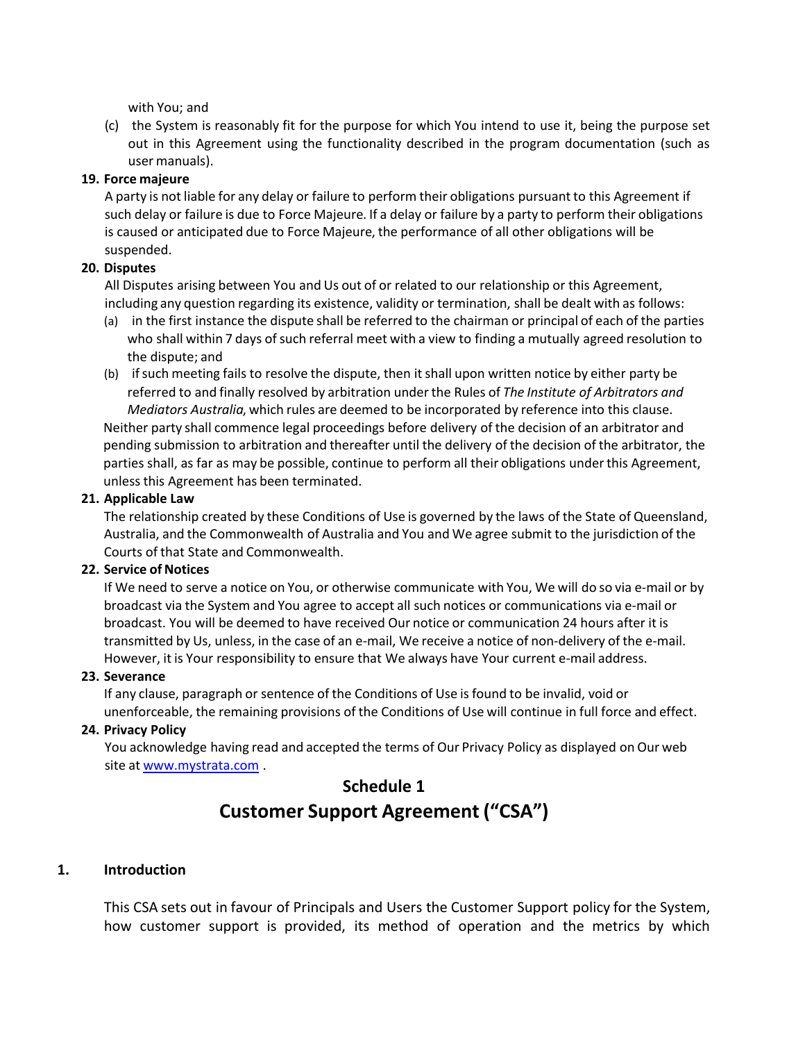with You; and

(c) the System is reasonably fit for the purpose for which You intend to use it, being the purpose set out in this Agreement using the functionality described in the program documentation (such as user manuals).

**19. Force majeure**

A party is not liable for any delay or failure to perform their obligations pursuant to this Agreement if such delay or failure is due to Force Majeure. If a delay or failure by a party to perform their obligations is caused or anticipated due to Force Majeure, the performance of all other obligations will be suspended.

**20. Disputes**

All Disputes arising between You and Us out of or related to our relationship or this Agreement, including any question regarding its existence, validity or termination, shall be dealt with as follows:

(a) in the first instance the dispute shall be referred to the chairman or principal of each of the parties who shall within 7 days of such referral meet with a view to finding a mutually agreed resolution to the dispute; and

(b) if such meeting fails to resolve the dispute, then it shall upon written notice by either party be referred to and finally resolved by arbitration under the Rules of *The Institute of Arbitrators and Mediators Australia*, which rules are deemed to be incorporated by reference into this clause.

Neither party shall commence legal proceedings before delivery of the decision of an arbitrator and pending submission to arbitration and thereafter until the delivery of the decision of the arbitrator, the parties shall, as far as may be possible, continue to perform all their obligations under this Agreement, unless this Agreement has been terminated.

**21. Applicable Law**

The relationship created by these Conditions of Use is governed by the laws of the State of Queensland, Australia, and the Commonwealth of Australia and You and We agree submit to the jurisdiction of the Courts of that State and Commonwealth.

**22. Service of Notices**

If We need to serve a notice on You, or otherwise communicate with You, We will do so via e-mail or by broadcast via the System and You agree to accept all such notices or communications via e-mail or broadcast. You will be deemed to have received Our notice or communication 24 hours after it is transmitted by Us, unless, in the case of an e-mail, We receive a notice of non-delivery of the e-mail. However, it is Your responsibility to ensure that We always have Your current e-mail address.

**23. Severance**

If any clause, paragraph or sentence of the Conditions of Use is found to be invalid, void or unenforceable, the remaining provisions of the Conditions of Use will continue in full force and effect.

**24. Privacy Policy**

You acknowledge having read and accepted the terms of Our Privacy Policy as displayed on Our web site at [www.mystrata.com](http://www.mystrata.com) .

## Schedule 1

## Customer Support Agreement ("CSA")

**1. Introduction**

This CSA sets out in favour of Principals and Users the Customer Support policy for the System, how customer support is provided, its method of operation and the metrics by which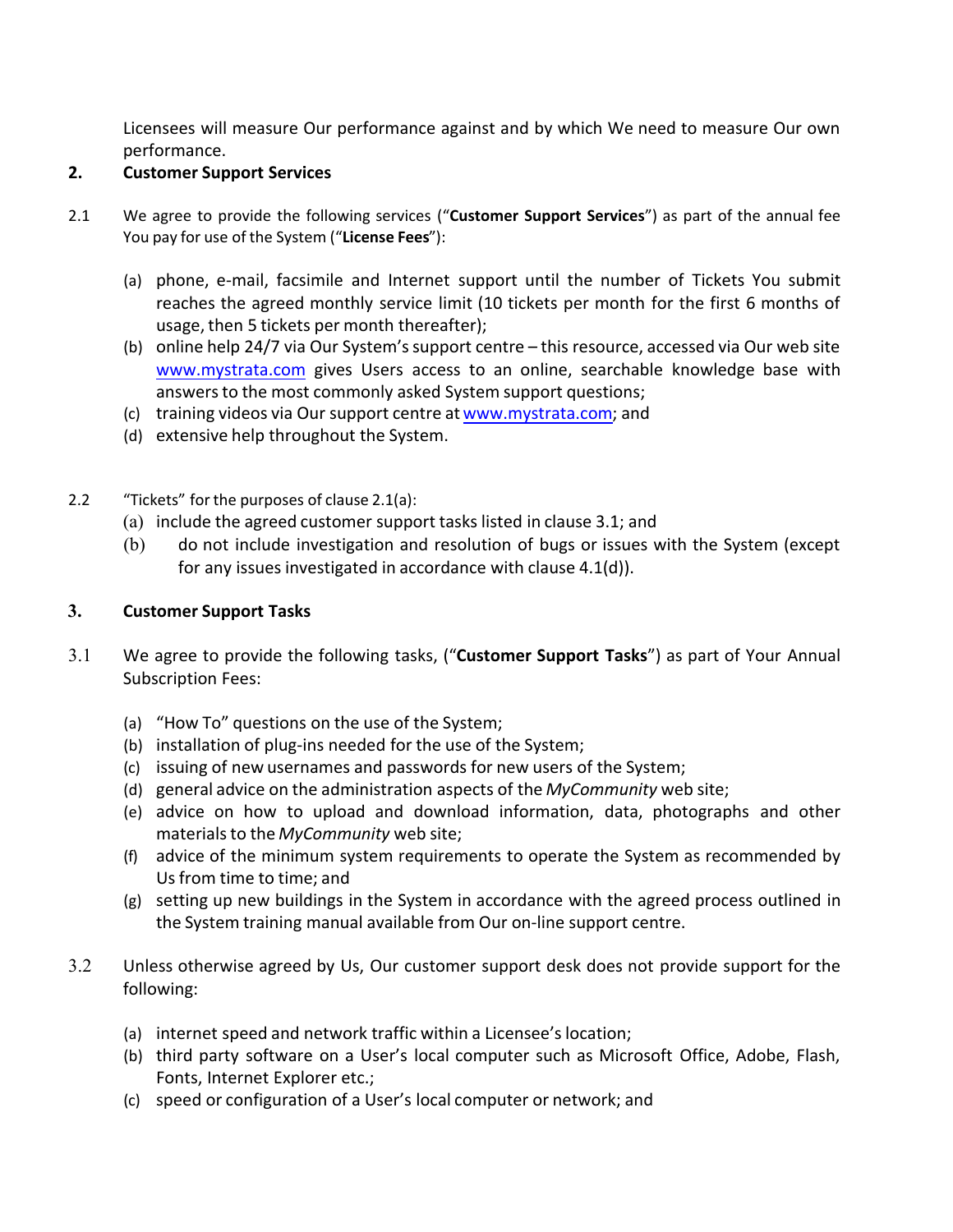Licensees will measure Our performance against and by which We need to measure Our own performance.

## 2. Customer Support Services

2.1 We agree to provide the following services ("**Customer Support Services**") as part of the annual fee You pay for use of the System ("**License Fees**"):

(a) phone, e-mail, facsimile and Internet support until the number of Tickets You submit reaches the agreed monthly service limit (10 tickets per month for the first 6 months of usage, then 5 tickets per month thereafter);

(b) online help 24/7 via Our System's support centre – this resource, accessed via Our web site www.mystrata.com gives Users access to an online, searchable knowledge base with answers to the most commonly asked System support questions;

(c) training videos via Our support centre at www.mystrata.com; and

(d) extensive help throughout the System.

2.2 "Tickets" for the purposes of clause 2.1(a):

(a) include the agreed customer support tasks listed in clause 3.1; and

(b) do not include investigation and resolution of bugs or issues with the System (except for any issues investigated in accordance with clause 4.1(d)).

## 3. Customer Support Tasks

3.1 We agree to provide the following tasks, ("**Customer Support Tasks**") as part of Your Annual Subscription Fees:

(a) "How To" questions on the use of the System;

(b) installation of plug-ins needed for the use of the System;

(c) issuing of new usernames and passwords for new users of the System;

(d) general advice on the administration aspects of the *MyCommunity* web site;

(e) advice on how to upload and download information, data, photographs and other materials to the *MyCommunity* web site;

(f) advice of the minimum system requirements to operate the System as recommended by Us from time to time; and

(g) setting up new buildings in the System in accordance with the agreed process outlined in the System training manual available from Our on-line support centre.

3.2 Unless otherwise agreed by Us, Our customer support desk does not provide support for the following:

(a) internet speed and network traffic within a Licensee's location;

(b) third party software on a User's local computer such as Microsoft Office, Adobe, Flash, Fonts, Internet Explorer etc.;

(c) speed or configuration of a User's local computer or network; and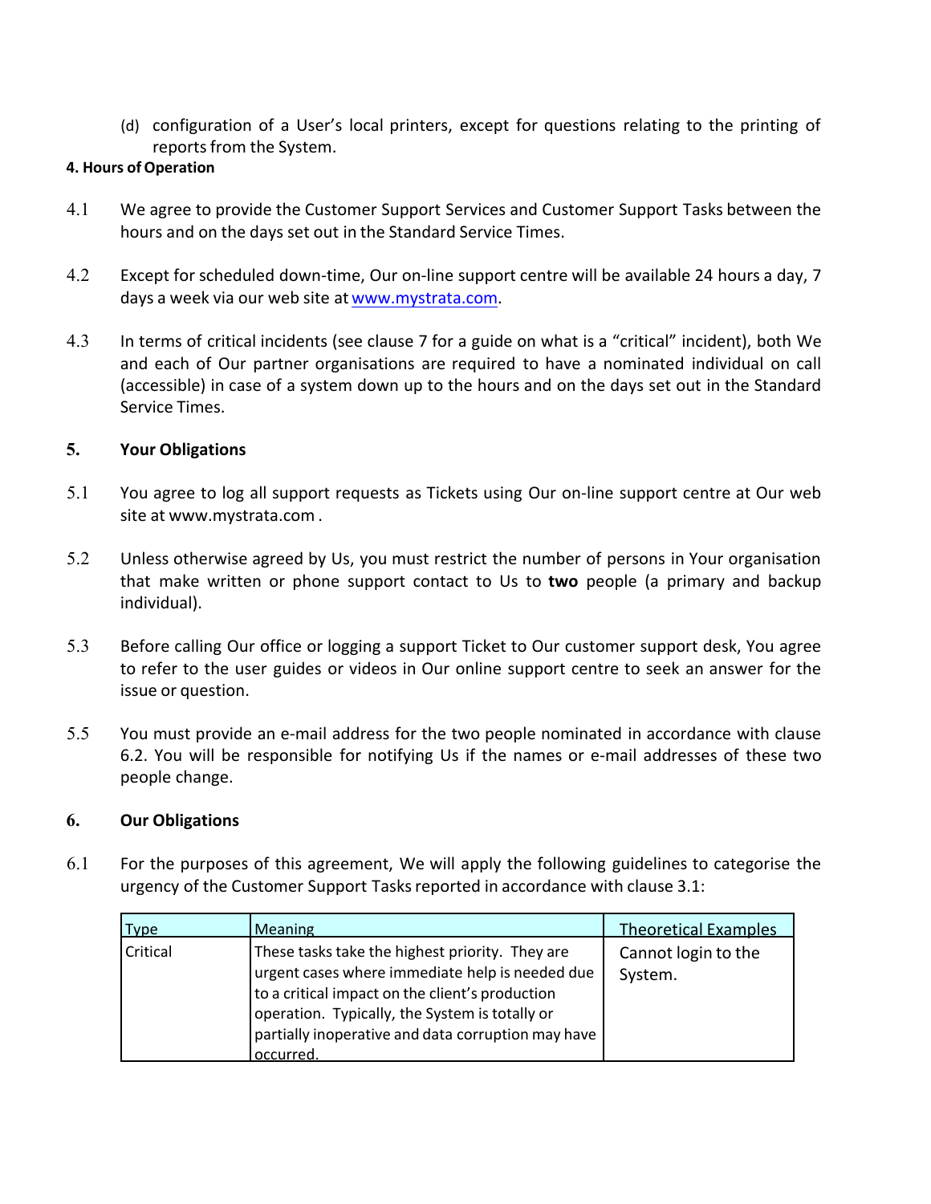(d) configuration of a User's local printers, except for questions relating to the printing of reports from the System.

**4. Hours of Operation**

4.1 We agree to provide the Customer Support Services and Customer Support Tasks between the hours and on the days set out in the Standard Service Times.

4.2 Except for scheduled down-time, Our on-line support centre will be available 24 hours a day, 7 days a week via our web site at www.mystrata.com.

4.3 In terms of critical incidents (see clause 7 for a guide on what is a "critical" incident), both We and each of Our partner organisations are required to have a nominated individual on call (accessible) in case of a system down up to the hours and on the days set out in the Standard Service Times.

## 5. Your Obligations

5.1 You agree to log all support requests as Tickets using Our on-line support centre at Our web site at www.mystrata.com .

5.2 Unless otherwise agreed by Us, you must restrict the number of persons in Your organisation that make written or phone support contact to Us to **two** people (a primary and backup individual).

5.3 Before calling Our office or logging a support Ticket to Our customer support desk, You agree to refer to the user guides or videos in Our online support centre to seek an answer for the issue or question.

5.5 You must provide an e-mail address for the two people nominated in accordance with clause 6.2. You will be responsible for notifying Us if the names or e-mail addresses of these two people change.

## 6. Our Obligations

6.1 For the purposes of this agreement, We will apply the following guidelines to categorise the urgency of the Customer Support Tasks reported in accordance with clause 3.1:

| Type | Meaning | Theoretical Examples |
|---|---|---|
| Critical | These tasks take the highest priority. They are urgent cases where immediate help is needed due to a critical impact on the client's production operation. Typically, the System is totally or partially inoperative and data corruption may have occurred. | Cannot login to the System. |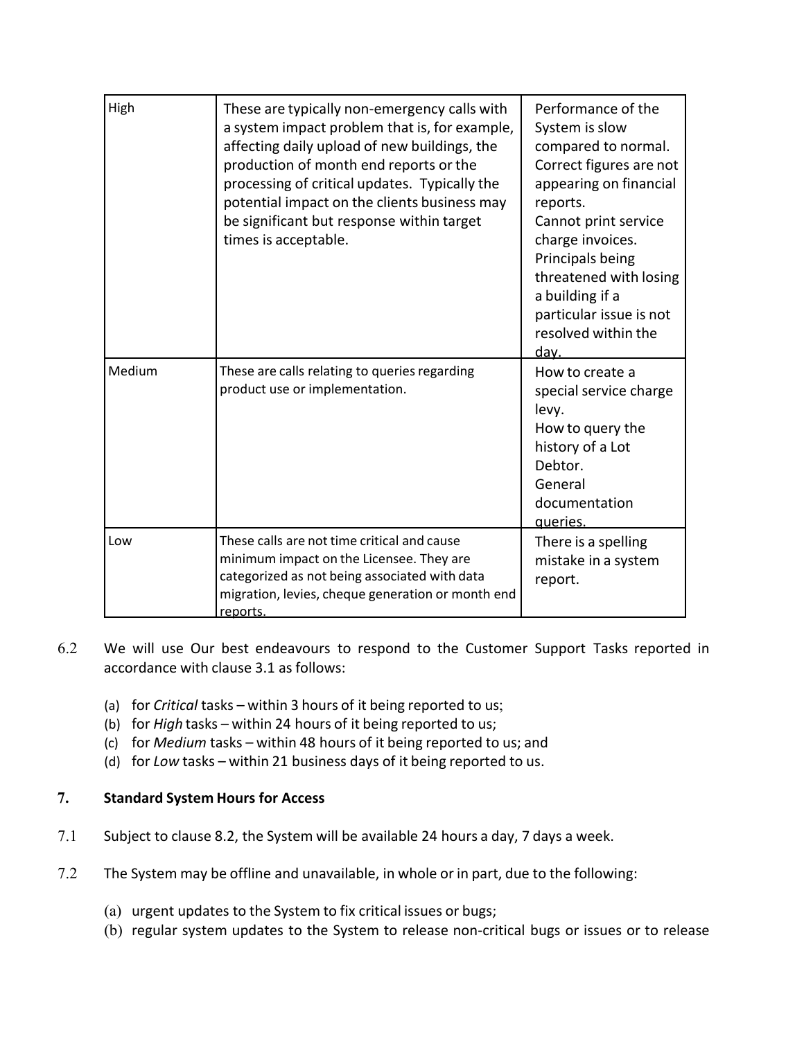| High | These are typically non-emergency calls with a system impact problem that is, for example, affecting daily upload of new buildings, the production of month end reports or the processing of critical updates. Typically the potential impact on the clients business may be significant but response within target times is acceptable. | Performance of the System is slow compared to normal. Correct figures are not appearing on financial reports. Cannot print service charge invoices. Principals being threatened with losing a building if a particular issue is not resolved within the day. |
|---|---|---|
| Medium | These are calls relating to queries regarding product use or implementation. | How to create a special service charge levy. How to query the history of a Lot Debtor. General documentation queries. |
| Low | These calls are not time critical and cause minimum impact on the Licensee. They are categorized as not being associated with data migration, levies, cheque generation or month end reports. | There is a spelling mistake in a system report. |

6.2 We will use Our best endeavours to respond to the Customer Support Tasks reported in accordance with clause 3.1 as follows:

(a) for *Critical* tasks – within 3 hours of it being reported to us;
(b) for *High* tasks – within 24 hours of it being reported to us;
(c) for *Medium* tasks – within 48 hours of it being reported to us; and
(d) for *Low* tasks – within 21 business days of it being reported to us.

## 7. Standard System Hours for Access

7.1 Subject to clause 8.2, the System will be available 24 hours a day, 7 days a week.

7.2 The System may be offline and unavailable, in whole or in part, due to the following:

(a) urgent updates to the System to fix critical issues or bugs;
(b) regular system updates to the System to release non-critical bugs or issues or to release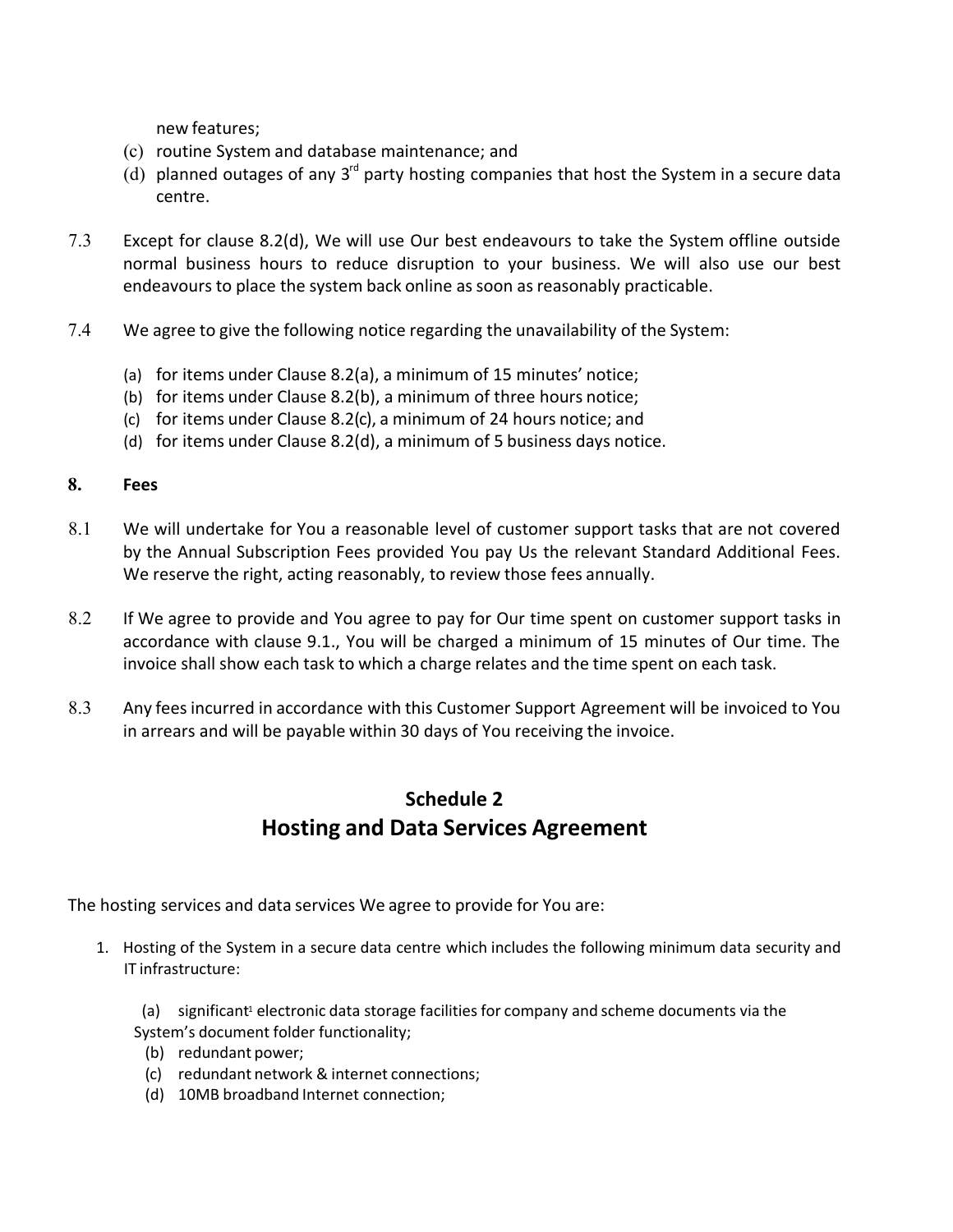new features;

(c) routine System and database maintenance; and

(d) planned outages of any 3rd party hosting companies that host the System in a secure data centre.

7.3 Except for clause 8.2(d), We will use Our best endeavours to take the System offline outside normal business hours to reduce disruption to your business. We will also use our best endeavours to place the system back online as soon as reasonably practicable.

7.4 We agree to give the following notice regarding the unavailability of the System:

(a) for items under Clause 8.2(a), a minimum of 15 minutes' notice;
(b) for items under Clause 8.2(b), a minimum of three hours notice;
(c) for items under Clause 8.2(c), a minimum of 24 hours notice; and
(d) for items under Clause 8.2(d), a minimum of 5 business days notice.

**8. Fees**

8.1 We will undertake for You a reasonable level of customer support tasks that are not covered by the Annual Subscription Fees provided You pay Us the relevant Standard Additional Fees. We reserve the right, acting reasonably, to review those fees annually.

8.2 If We agree to provide and You agree to pay for Our time spent on customer support tasks in accordance with clause 9.1., You will be charged a minimum of 15 minutes of Our time. The invoice shall show each task to which a charge relates and the time spent on each task.

8.3 Any fees incurred in accordance with this Customer Support Agreement will be invoiced to You in arrears and will be payable within 30 days of You receiving the invoice.

## Schedule 2
## Hosting and Data Services Agreement

The hosting services and data services We agree to provide for You are:

1. Hosting of the System in a secure data centre which includes the following minimum data security and IT infrastructure:

   (a) significant[1] electronic data storage facilities for company and scheme documents via the System's document folder functionality;
   (b) redundant power;
   (c) redundant network & internet connections;
   (d) 10MB broadband Internet connection;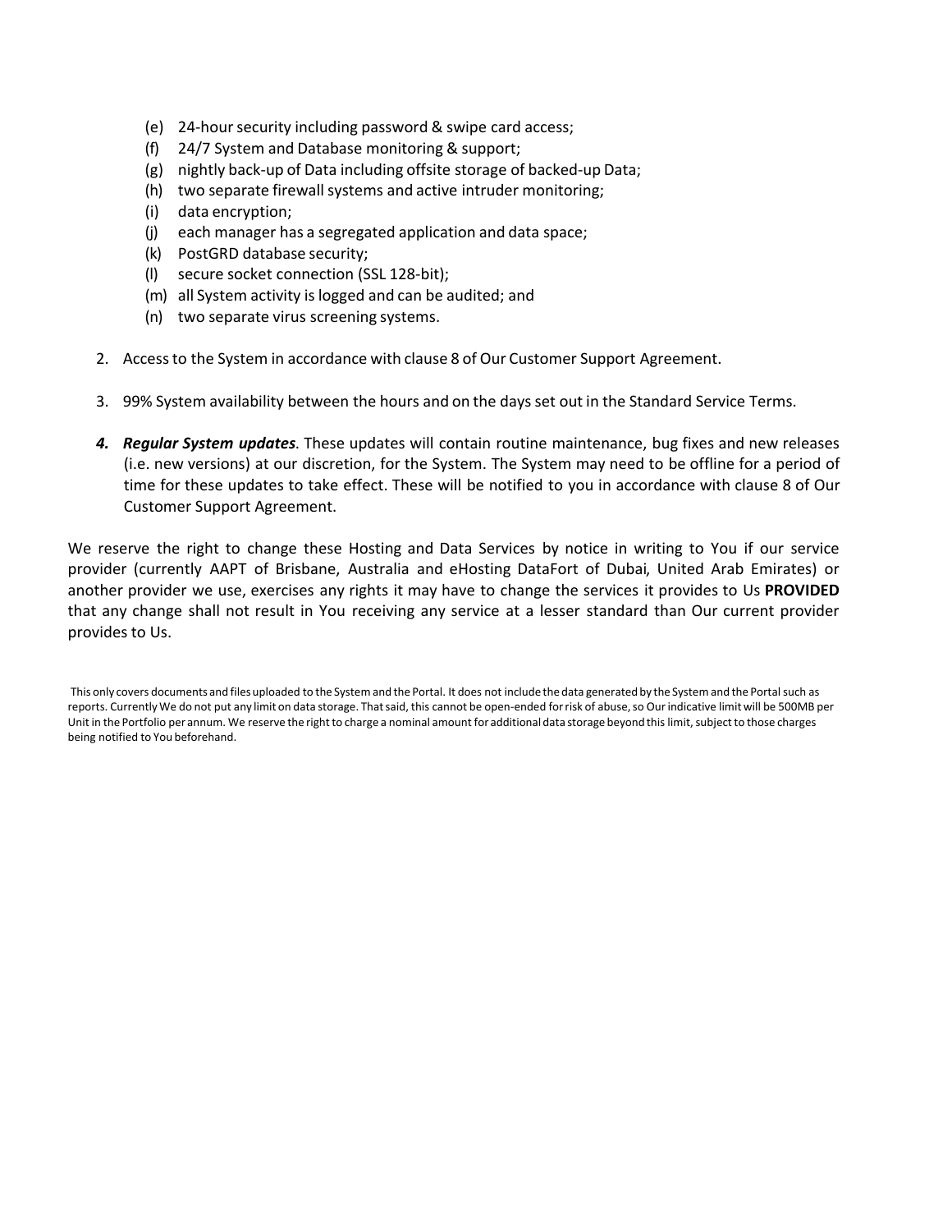(e) 24-hour security including password & swipe card access;
(f) 24/7 System and Database monitoring & support;
(g) nightly back-up of Data including offsite storage of backed-up Data;
(h) two separate firewall systems and active intruder monitoring;
(i) data encryption;
(j) each manager has a segregated application and data space;
(k) PostGRD database security;
(l) secure socket connection (SSL 128-bit);
(m) all System activity is logged and can be audited; and
(n) two separate virus screening systems.

2. Access to the System in accordance with clause 8 of Our Customer Support Agreement.

3. 99% System availability between the hours and on the days set out in the Standard Service Terms.

4. ***Regular System updates***. These updates will contain routine maintenance, bug fixes and new releases (i.e. new versions) at our discretion, for the System. The System may need to be offline for a period of time for these updates to take effect. These will be notified to you in accordance with clause 8 of Our Customer Support Agreement.

We reserve the right to change these Hosting and Data Services by notice in writing to You if our service provider (currently AAPT of Brisbane, Australia and eHosting DataFort of Dubai, United Arab Emirates) or another provider we use, exercises any rights it may have to change the services it provides to Us **PROVIDED** that any change shall not result in You receiving any service at a lesser standard than Our current provider provides to Us.

This only covers documents and files uploaded to the System and the Portal. It does not include the data generated by the System and the Portal such as reports. Currently We do not put any limit on data storage. That said, this cannot be open-ended for risk of abuse, so Our indicative limit will be 500MB per Unit in the Portfolio per annum. We reserve the right to charge a nominal amount for additional data storage beyond this limit, subject to those charges being notified to You beforehand.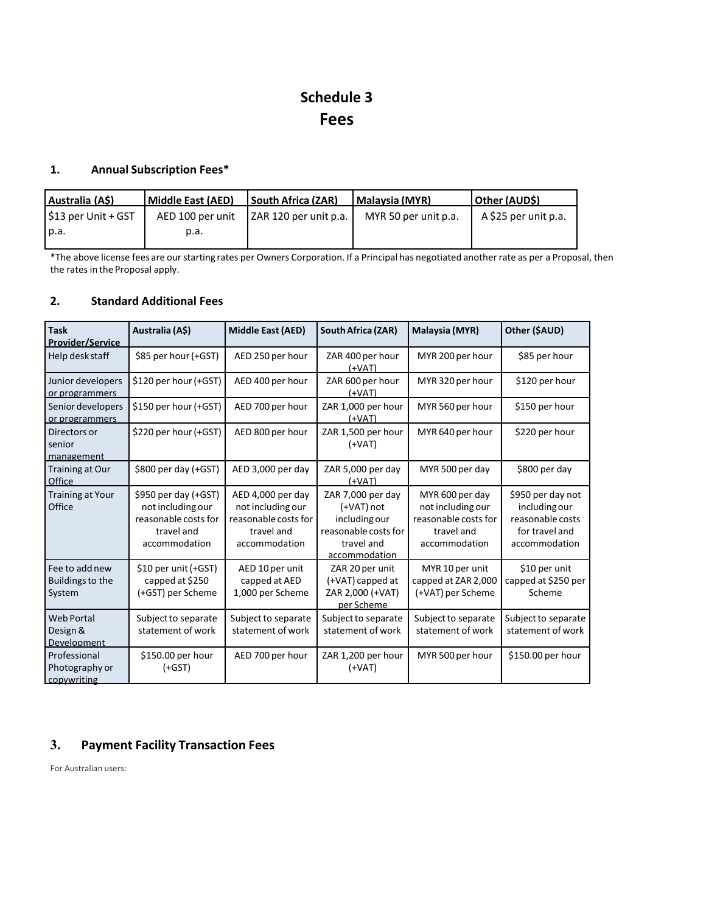# Schedule 3
# Fees

## 1. Annual Subscription Fees*

| Australia (A$) | Middle East (AED) | South Africa (ZAR) | Malaysia (MYR) | Other (AUD$) |
|---|---|---|---|---|
| $13 per Unit + GST p.a. | AED 100 per unit p.a. | ZAR 120 per unit p.a. | MYR 50 per unit p.a. | A $25 per unit p.a. |

*The above license fees are our starting rates per Owners Corporation. If a Principal has negotiated another rate as per a Proposal, then the rates in the Proposal apply.

## 2. Standard Additional Fees

| Task Provider/Service | Australia (A$) | Middle East (AED) | South Africa (ZAR) | Malaysia (MYR) | Other ($AUD) |
|---|---|---|---|---|---|
| Help desk staff | $85 per hour (+GST) | AED 250 per hour | ZAR 400 per hour (+VAT) | MYR 200 per hour | $85 per hour |
| Junior developers or programmers | $120 per hour (+GST) | AED 400 per hour | ZAR 600 per hour (+VAT) | MYR 320 per hour | $120 per hour |
| Senior developers or programmers | $150 per hour (+GST) | AED 700 per hour | ZAR 1,000 per hour (+VAT) | MYR 560 per hour | $150 per hour |
| Directors or senior management | $220 per hour (+GST) | AED 800 per hour | ZAR 1,500 per hour (+VAT) | MYR 640 per hour | $220 per hour |
| Training at Our Office | $800 per day (+GST) | AED 3,000 per day | ZAR 5,000 per day (+VAT) | MYR 500 per day | $800 per day |
| Training at Your Office | $950 per day (+GST) not including our reasonable costs for travel and accommodation | AED 4,000 per day not including our reasonable costs for travel and accommodation | ZAR 7,000 per day (+VAT) not including our reasonable costs for travel and accommodation | MYR 600 per day not including our reasonable costs for travel and accommodation | $950 per day not including our reasonable costs for travel and accommodation |
| Fee to add new Buildings to the System | $10 per unit (+GST) capped at $250 (+GST) per Scheme | AED 10 per unit capped at AED 1,000 per Scheme | ZAR 20 per unit (+VAT) capped at ZAR 2,000 (+VAT) per Scheme | MYR 10 per unit capped at ZAR 2,000 (+VAT) per Scheme | $10 per unit capped at $250 per Scheme |
| Web Portal Design & Development | Subject to separate statement of work | Subject to separate statement of work | Subject to separate statement of work | Subject to separate statement of work | Subject to separate statement of work |
| Professional Photography or copywriting | $150.00 per hour (+GST) | AED 700 per hour | ZAR 1,200 per hour (+VAT) | MYR 500 per hour | $150.00 per hour |

## 3. Payment Facility Transaction Fees

For Australian users: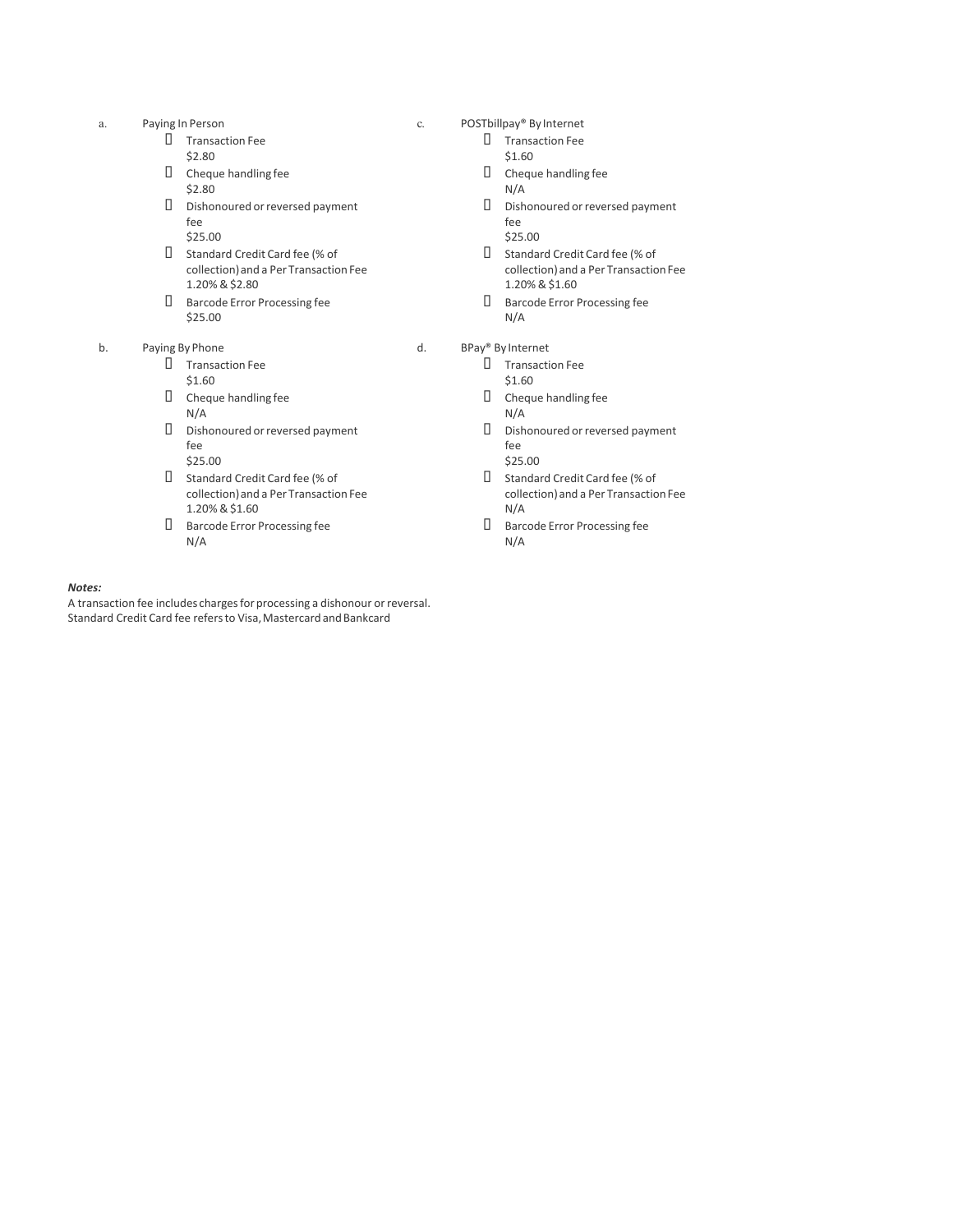a. Paying In Person
- Transaction Fee
  $2.80
- Cheque handling fee
  $2.80
- Dishonoured or reversed payment fee
  $25.00
- Standard Credit Card fee (% of collection) and a Per Transaction Fee
  1.20% & $2.80
- Barcode Error Processing fee
  $25.00

b. Paying By Phone
- Transaction Fee
  $1.60
- Cheque handling fee
  N/A
- Dishonoured or reversed payment fee
  $25.00
- Standard Credit Card fee (% of collection) and a Per Transaction Fee
  1.20% & $1.60
- Barcode Error Processing fee
  N/A

c. POSTbillpay® By Internet
- Transaction Fee
  $1.60
- Cheque handling fee
  N/A
- Dishonoured or reversed payment fee
  $25.00
- Standard Credit Card fee (% of collection) and a Per Transaction Fee
  1.20% & $1.60
- Barcode Error Processing fee
  N/A

d. BPay® By Internet
- Transaction Fee
  $1.60
- Cheque handling fee
  N/A
- Dishonoured or reversed payment fee
  $25.00
- Standard Credit Card fee (% of collection) and a Per Transaction Fee
  N/A
- Barcode Error Processing fee
  N/A

***Notes:***

A transaction fee includes charges for processing a dishonour or reversal.
Standard Credit Card fee refers to Visa, Mastercard and Bankcard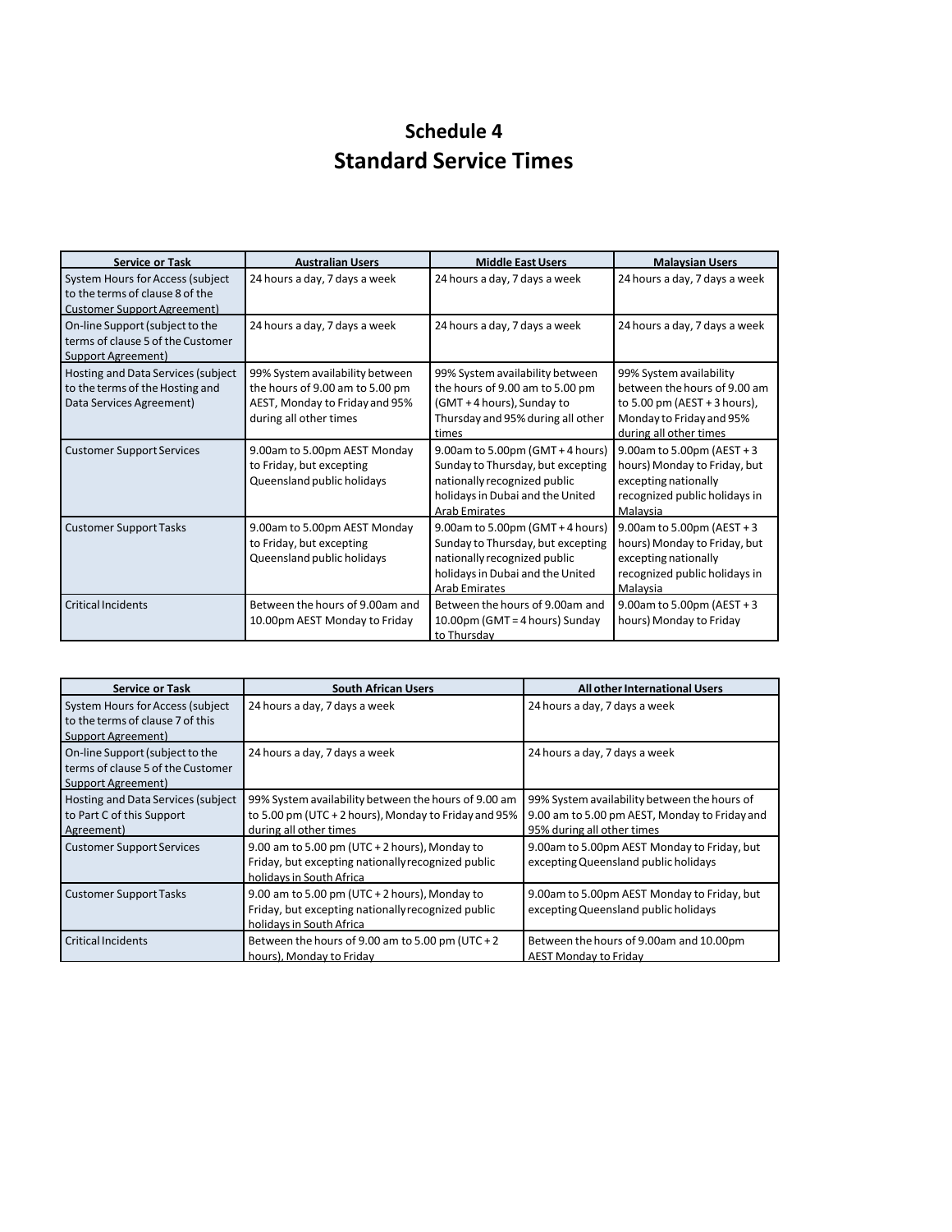# Schedule 4

# Standard Service Times

| Service or Task | Australian Users | Middle East Users | Malaysian Users |
| --- | --- | --- | --- |
| System Hours for Access (subject to the terms of clause 8 of the Customer Support Agreement) | 24 hours a day, 7 days a week | 24 hours a day, 7 days a week | 24 hours a day, 7 days a week |
| On-line Support (subject to the terms of clause 5 of the Customer Support Agreement) | 24 hours a day, 7 days a week | 24 hours a day, 7 days a week | 24 hours a day, 7 days a week |
| Hosting and Data Services (subject to the terms of the Hosting and Data Services Agreement) | 99% System availability between the hours of 9.00 am to 5.00 pm AEST, Monday to Friday and 95% during all other times | 99% System availability between the hours of 9.00 am to 5.00 pm (GMT + 4 hours), Sunday to Thursday and 95% during all other times | 99% System availability between the hours of 9.00 am to 5.00 pm (AEST + 3 hours), Monday to Friday and 95% during all other times |
| Customer Support Services | 9.00am to 5.00pm AEST Monday to Friday, but excepting Queensland public holidays | 9.00am to 5.00pm (GMT + 4 hours) Sunday to Thursday, but excepting nationally recognized public holidays in Dubai and the United Arab Emirates | 9.00am to 5.00pm (AEST + 3 hours) Monday to Friday, but excepting nationally recognized public holidays in Malaysia |
| Customer Support Tasks | 9.00am to 5.00pm AEST Monday to Friday, but excepting Queensland public holidays | 9.00am to 5.00pm (GMT + 4 hours) Sunday to Thursday, but excepting nationally recognized public holidays in Dubai and the United Arab Emirates | 9.00am to 5.00pm (AEST + 3 hours) Monday to Friday, but excepting nationally recognized public holidays in Malaysia |
| Critical Incidents | Between the hours of 9.00am and 10.00pm AEST Monday to Friday | Between the hours of 9.00am and 10.00pm (GMT = 4 hours) Sunday to Thursday | 9.00am to 5.00pm (AEST + 3 hours) Monday to Friday |

| Service or Task | South African Users | All other International Users |
| --- | --- | --- |
| System Hours for Access (subject to the terms of clause 7 of this Support Agreement) | 24 hours a day, 7 days a week | 24 hours a day, 7 days a week |
| On-line Support (subject to the terms of clause 5 of the Customer Support Agreement) | 24 hours a day, 7 days a week | 24 hours a day, 7 days a week |
| Hosting and Data Services (subject to Part C of this Support Agreement) | 99% System availability between the hours of 9.00 am to 5.00 pm (UTC + 2 hours), Monday to Friday and 95% during all other times | 99% System availability between the hours of 9.00 am to 5.00 pm AEST, Monday to Friday and 95% during all other times |
| Customer Support Services | 9.00 am to 5.00 pm (UTC + 2 hours), Monday to Friday, but excepting nationally recognized public holidays in South Africa | 9.00am to 5.00pm AEST Monday to Friday, but excepting Queensland public holidays |
| Customer Support Tasks | 9.00 am to 5.00 pm (UTC + 2 hours), Monday to Friday, but excepting nationally recognized public holidays in South Africa | 9.00am to 5.00pm AEST Monday to Friday, but excepting Queensland public holidays |
| Critical Incidents | Between the hours of 9.00 am to 5.00 pm (UTC + 2 hours), Monday to Friday | Between the hours of 9.00am and 10.00pm AEST Monday to Friday |